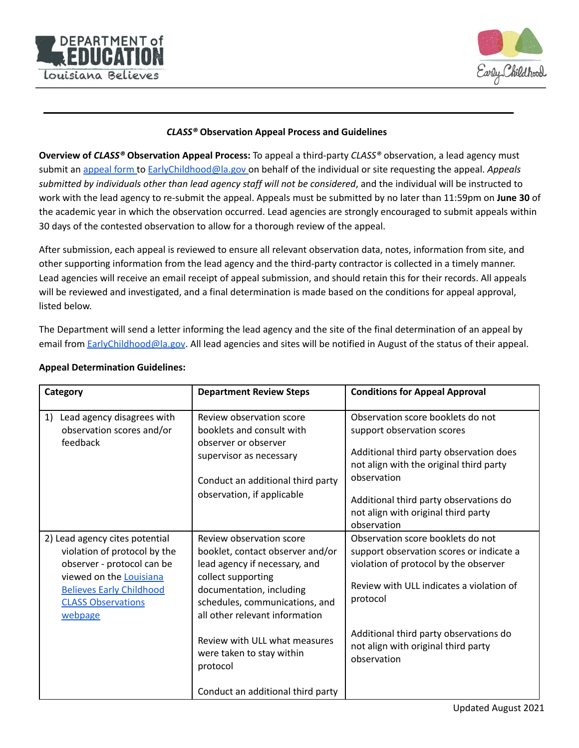**CLASS® Observation Appeal Process and Guidelines**

**Overview of CLASS® Observation Appeal Process:** To appeal a third-party *CLASS®* observation, a lead agency must submit an [appeal form](#) to [EarlyChildhood@la.gov](mailto:EarlyChildhood@la.gov) on behalf of the individual or site requesting the appeal. *Appeals submitted by individuals other than lead agency staff will not be considered*, and the individual will be instructed to work with the lead agency to re-submit the appeal. Appeals must be submitted by no later than 11:59pm on **June 30** of the academic year in which the observation occurred. Lead agencies are strongly encouraged to submit appeals within 30 days of the contested observation to allow for a thorough review of the appeal.

After submission, each appeal is reviewed to ensure all relevant observation data, notes, information from site, and other supporting information from the lead agency and the third-party contractor is collected in a timely manner. Lead agencies will receive an email receipt of appeal submission, and should retain this for their records. All appeals will be reviewed and investigated, and a final determination is made based on the conditions for appeal approval, listed below.

The Department will send a letter informing the lead agency and the site of the final determination of an appeal by email from [EarlyChildhood@la.gov](mailto:EarlyChildhood@la.gov). All lead agencies and sites will be notified in August of the status of their appeal.

**Appeal Determination Guidelines:**

| Category | Department Review Steps | Conditions for Appeal Approval |
|---|---|---|
| 1) Lead agency disagrees with observation scores and/or feedback | Review observation score booklets and consult with observer or observer supervisor as necessary<br><br>Conduct an additional third party observation, if applicable | Observation score booklets do not support observation scores<br><br>Additional third party observation does not align with the original third party observation<br><br>Additional third party observations do not align with original third party observation |
| 2) Lead agency cites potential violation of protocol by the observer - protocol can be viewed on the [Louisiana Believes Early Childhood CLASS Observations webpage](#) | Review observation score booklet, contact observer and/or lead agency if necessary, and collect supporting documentation, including schedules, communications, and all other relevant information<br><br>Review with ULL what measures were taken to stay within protocol<br><br>Conduct an additional third party | Observation score booklets do not support observation scores or indicate a violation of protocol by the observer<br><br>Review with ULL indicates a violation of protocol<br><br>Additional third party observations do not align with original third party observation |

Updated August 2021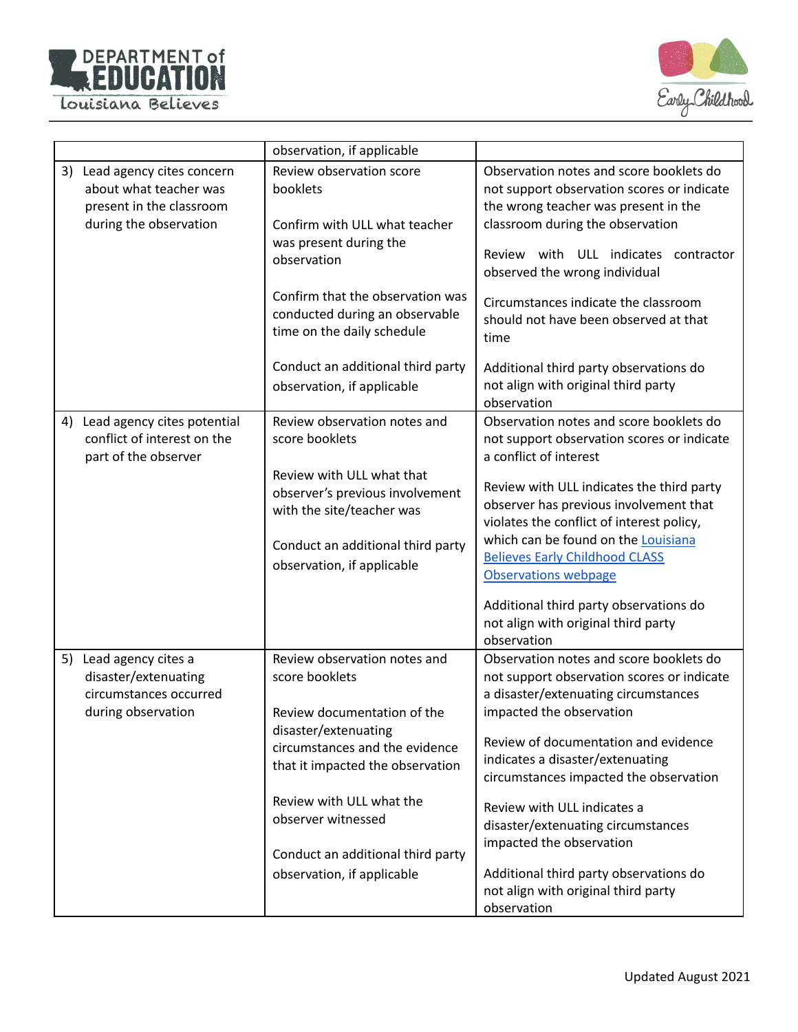| | | |
|---|---|---|
| | observation, if applicable | |
| 3) Lead agency cites concern about what teacher was present in the classroom during the observation | Review observation score booklets<br><br>Confirm with ULL what teacher was present during the observation<br><br>Confirm that the observation was conducted during an observable time on the daily schedule<br><br>Conduct an additional third party observation, if applicable | Observation notes and score booklets do not support observation scores or indicate the wrong teacher was present in the classroom during the observation<br><br>Review with ULL indicates contractor observed the wrong individual<br><br>Circumstances indicate the classroom should not have been observed at that time<br><br>Additional third party observations do not align with original third party observation |
| 4) Lead agency cites potential conflict of interest on the part of the observer | Review observation notes and score booklets<br><br>Review with ULL what that observer's previous involvement with the site/teacher was<br><br>Conduct an additional third party observation, if applicable | Observation notes and score booklets do not support observation scores or indicate a conflict of interest<br><br>Review with ULL indicates the third party observer has previous involvement that violates the conflict of interest policy, which can be found on the Louisiana Believes Early Childhood CLASS Observations webpage<br><br>Additional third party observations do not align with original third party observation |
| 5) Lead agency cites a disaster/extenuating circumstances occurred during observation | Review observation notes and score booklets<br><br>Review documentation of the disaster/extenuating circumstances and the evidence that it impacted the observation<br><br>Review with ULL what the observer witnessed<br><br>Conduct an additional third party observation, if applicable | Observation notes and score booklets do not support observation scores or indicate a disaster/extenuating circumstances impacted the observation<br><br>Review of documentation and evidence indicates a disaster/extenuating circumstances impacted the observation<br><br>Review with ULL indicates a disaster/extenuating circumstances impacted the observation<br><br>Additional third party observations do not align with original third party observation |

Updated August 2021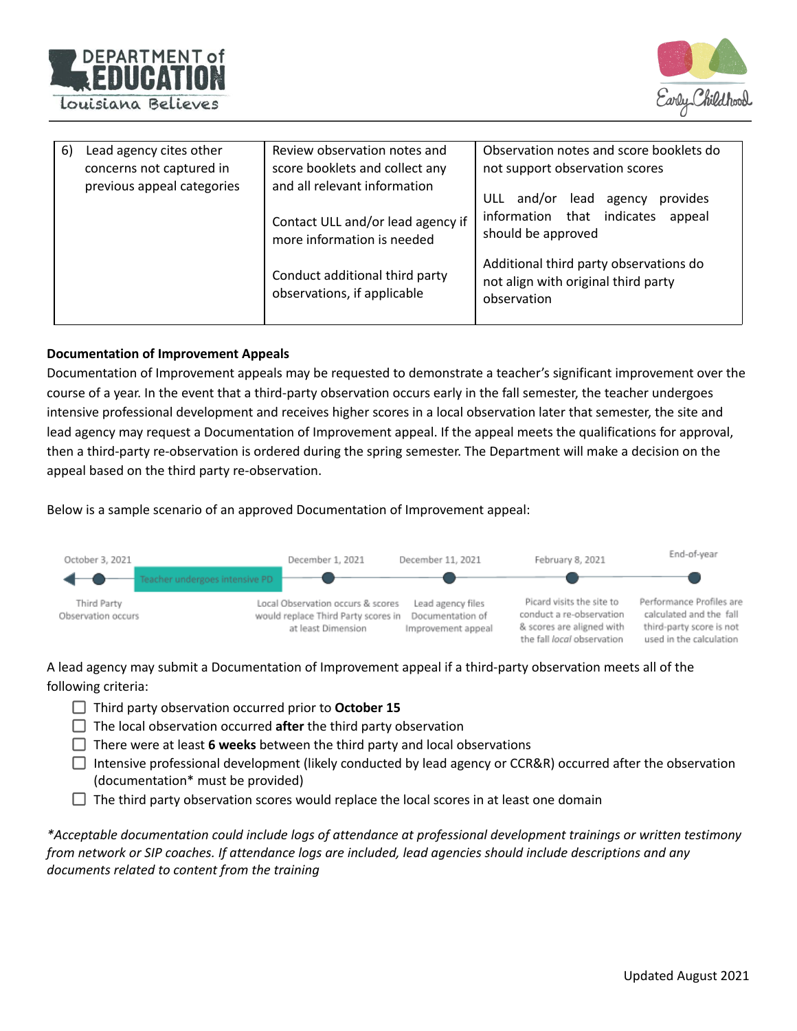| | | |
|---|---|---|
| 6) Lead agency cites other concerns not captured in previous appeal categories | Review observation notes and score booklets and collect any and all relevant information<br><br>Contact ULL and/or lead agency if more information is needed<br><br>Conduct additional third party observations, if applicable | Observation notes and score booklets do not support observation scores<br><br>ULL and/or lead agency provides information that indicates appeal should be approved<br><br>Additional third party observations do not align with original third party observation |

**Documentation of Improvement Appeals**

Documentation of Improvement appeals may be requested to demonstrate a teacher's significant improvement over the course of a year. In the event that a third-party observation occurs early in the fall semester, the teacher undergoes intensive professional development and receives higher scores in a local observation later that semester, the site and lead agency may request a Documentation of Improvement appeal. If the appeal meets the qualifications for approval, then a third-party re-observation is ordered during the spring semester. The Department will make a decision on the appeal based on the third party re-observation.

Below is a sample scenario of an approved Documentation of Improvement appeal:

October 3, 2021
Third Party Observation occurs

Teacher undergoes intensive PD

December 1, 2021
Local Observation occurs & scores would replace Third Party scores in at least Dimension

December 11, 2021
Lead agency files Documentation of Improvement appeal

February 8, 2021
Picard visits the site to conduct a re-observation & scores are aligned with the fall *local* observation

End-of-year
Performance Profiles are calculated and the fall third-party score is not used in the calculation

A lead agency may submit a Documentation of Improvement appeal if a third-party observation meets all of the following criteria:

- ☐ Third party observation occurred prior to **October 15**
- ☐ The local observation occurred **after** the third party observation
- ☐ There were at least **6 weeks** between the third party and local observations
- ☐ Intensive professional development (likely conducted by lead agency or CCR&R) occurred after the observation (documentation* must be provided)
- ☐ The third party observation scores would replace the local scores in at least one domain

*\*Acceptable documentation could include logs of attendance at professional development trainings or written testimony from network or SIP coaches. If attendance logs are included, lead agencies should include descriptions and any documents related to content from the training*

Updated August 2021